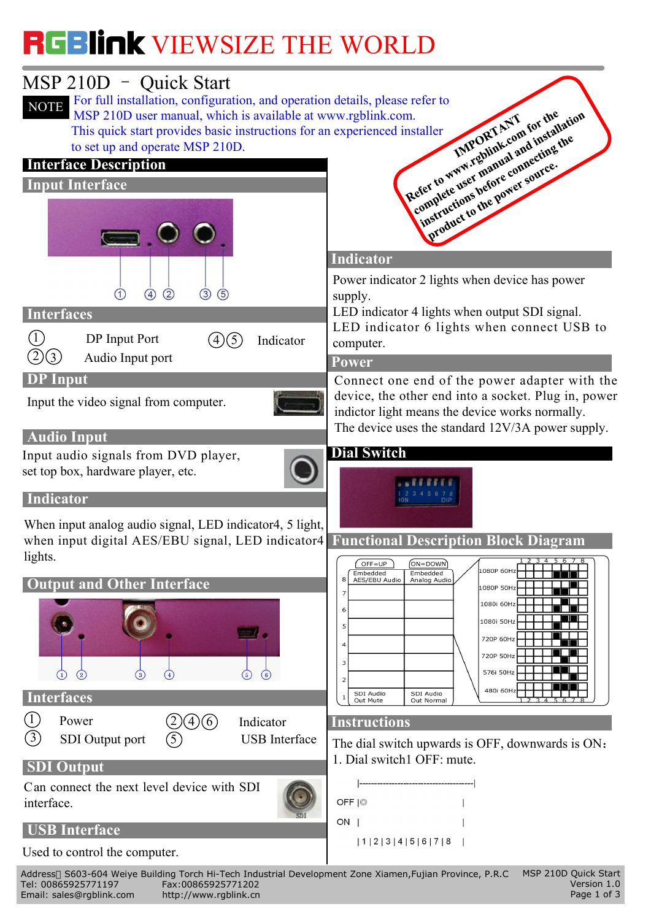# RGBlink VIEWSIZE THE WORLD

## MSP 210D – Quick Start

**NOTE** For full installation, configuration, and operation details, please refer to MSP 210D user manual, which is available at www.rgblink.com.
This quick start provides basic instructions for an experienced installer to set up and operate MSP 210D.

**IMPORTANT**
Refer to www.rgblink.com for the complete user manual and installation instructions before connecting the product to the power source.

## Interface Description

### Input Interface

### Interfaces

| | | | |
|---|---|---|---|
| ① | DP Input Port | ④⑤ | Indicator |
| ②③ | Audio Input port | | |

### DP Input

Input the video signal from computer.

### Audio Input

Input audio signals from DVD player, set top box, hardware player, etc.

### Indicator

When input analog audio signal, LED indicator4, 5 light, when input digital AES/EBU signal, LED indicator4 lights.

### Output and Other Interface

### Interfaces

| | | | |
|---|---|---|---|
| ① | Power | ②④⑥ | Indicator |
| ③ | SDI Output port | ⑤ | USB Interface |

### SDI Output

Can connect the next level device with SDI interface.

### USB Interface

Used to control the computer.

### Indicator

Power indicator 2 lights when device has power supply.
LED indicator 4 lights when output SDI signal.
LED indicator 6 lights when connect USB to computer.

### Power

Connect one end of the power adapter with the device, the other end into a socket. Plug in, power indictor light means the device works normally.
The device uses the standard 12V/3A power supply.

### Dial Switch

### Functional Description Block Diagram

| Switch | OFF=UP | ON=DOWN |
|---|---|---|
| 8 | Embedded AES/EBU Audio | Embedded Analog Audio |
| 7 | | |
| 6 | | |
| 5 | | |
| 4 | | |
| 3 | | |
| 2 | | |
| 1 | SDI Audio Out Mute | SDI Audio Out Normal |

Output resolutions (switches 1–8): 1080P 60Hz, 1080P 50Hz, 1080i 60Hz, 1080i 50Hz, 720P 60Hz, 720P 50Hz, 576i 50Hz, 480i 60Hz

### Instructions

The dial switch upwards is OFF, downwards is ON：
1. Dial switch1 OFF: mute.

```
     |--------------------------------------|
OFF  |◎                                    |
ON   |                                     |
     |1|2|3|4|5|6|7|8                       |
```

Address: S603-604 Weiye Building Torch Hi-Tech Industrial Development Zone Xiamen,Fujian Province, P.R.C
Tel: 00865925771197 Fax:00865925771202
Email: sales@rgblink.com http://www.rgblink.cn
MSP 210D Quick Start Version 1.0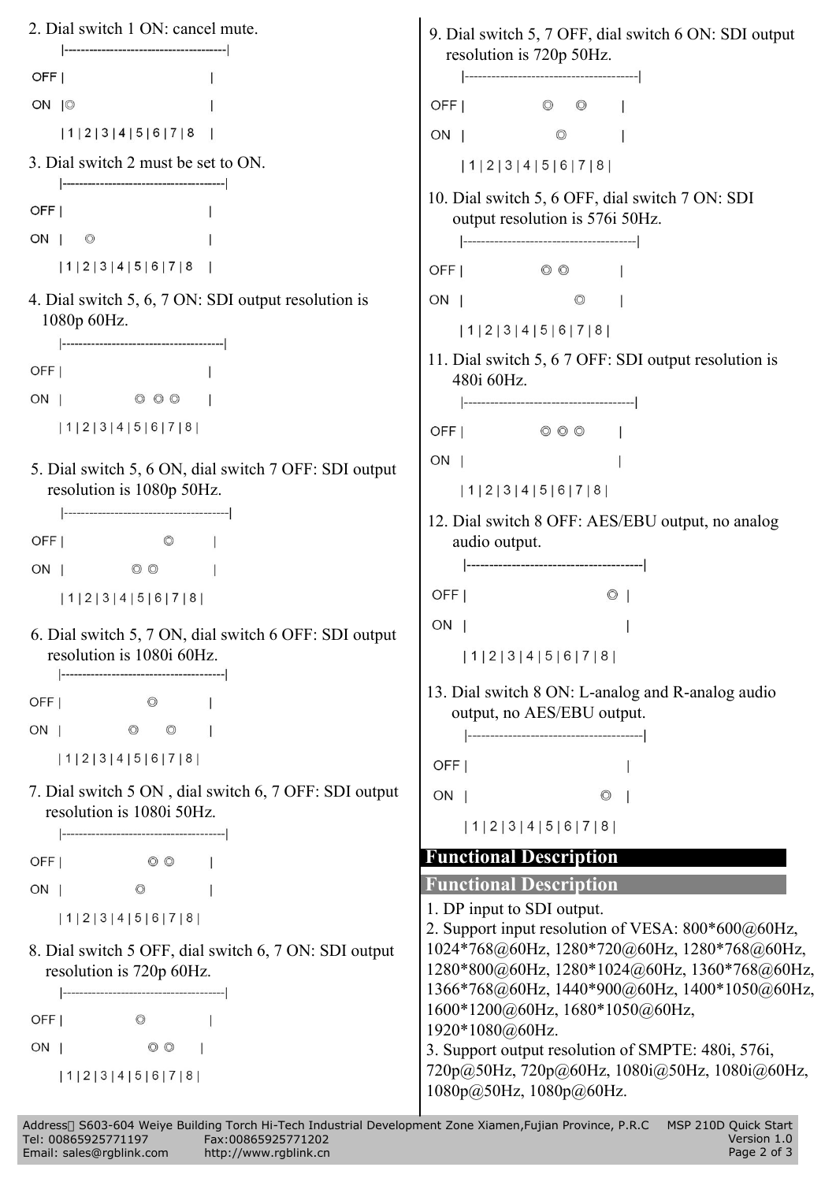2. Dial switch 1 ON: cancel mute.

```
     |-------------------------------|
OFF  |                               |
ON   | ◎                             |
     | 1 | 2 | 3 | 4 | 5 | 6 | 7 | 8 |
```

3. Dial switch 2 must be set to ON.

```
     |-------------------------------|
OFF  |                               |
ON   |     ◎                         |
     | 1 | 2 | 3 | 4 | 5 | 6 | 7 | 8 |
```

4. Dial switch 5, 6, 7 ON: SDI output resolution is 1080p 60Hz.

```
     |-------------------------------|
OFF  |                               |
ON   |                 ◎   ◎   ◎     |
     | 1 | 2 | 3 | 4 | 5 | 6 | 7 | 8 |
```

5. Dial switch 5, 6 ON, dial switch 7 OFF: SDI output resolution is 1080p 50Hz.

```
     |-------------------------------|
OFF  |                         ◎     |
ON   |                 ◎   ◎         |
     | 1 | 2 | 3 | 4 | 5 | 6 | 7 | 8 |
```

6. Dial switch 5, 7 ON, dial switch 6 OFF: SDI output resolution is 1080i 60Hz.

```
     |-------------------------------|
OFF  |                     ◎         |
ON   |                 ◎       ◎     |
     | 1 | 2 | 3 | 4 | 5 | 6 | 7 | 8 |
```

7. Dial switch 5 ON , dial switch 6, 7 OFF: SDI output resolution is 1080i 50Hz.

```
     |-------------------------------|
OFF  |                     ◎   ◎     |
ON   |                 ◎             |
     | 1 | 2 | 3 | 4 | 5 | 6 | 7 | 8 |
```

8. Dial switch 5 OFF, dial switch 6, 7 ON: SDI output resolution is 720p 60Hz.

```
     |-------------------------------|
OFF  |                 ◎             |
ON   |                     ◎   ◎     |
     | 1 | 2 | 3 | 4 | 5 | 6 | 7 | 8 |
```

9. Dial switch 5, 7 OFF, dial switch 6 ON: SDI output resolution is 720p 50Hz.

```
     |-------------------------------|
OFF  |                 ◎       ◎     |
ON   |                     ◎         |
     | 1 | 2 | 3 | 4 | 5 | 6 | 7 | 8 |
```

10. Dial switch 5, 6 OFF, dial switch 7 ON: SDI output resolution is 576i 50Hz.

```
     |-------------------------------|
OFF  |                 ◎   ◎         |
ON   |                         ◎     |
     | 1 | 2 | 3 | 4 | 5 | 6 | 7 | 8 |
```

11. Dial switch 5, 6 7 OFF: SDI output resolution is 480i 60Hz.

```
     |-------------------------------|
OFF  |                 ◎   ◎   ◎     |
ON   |                               |
     | 1 | 2 | 3 | 4 | 5 | 6 | 7 | 8 |
```

12. Dial switch 8 OFF: AES/EBU output, no analog audio output.

```
     |-------------------------------|
OFF  |                             ◎ |
ON   |                               |
     | 1 | 2 | 3 | 4 | 5 | 6 | 7 | 8 |
```

13. Dial switch 8 ON: L-analog and R-analog audio output, no AES/EBU output.

```
     |-------------------------------|
OFF  |                               |
ON   |                             ◎ |
     | 1 | 2 | 3 | 4 | 5 | 6 | 7 | 8 |
```

## Functional Description

## Functional Description

1. DP input to SDI output.
2. Support input resolution of VESA: 800*600@60Hz, 1024*768@60Hz, 1280*720@60Hz, 1280*768@60Hz, 1280*800@60Hz, 1280*1024@60Hz, 1360*768@60Hz, 1366*768@60Hz, 1440*900@60Hz, 1400*1050@60Hz, 1600*1200@60Hz, 1680*1050@60Hz, 1920*1080@60Hz.
3. Support output resolution of SMPTE: 480i, 576i, 720p@50Hz, 720p@60Hz, 1080i@50Hz, 1080i@60Hz, 1080p@50Hz, 1080p@60Hz.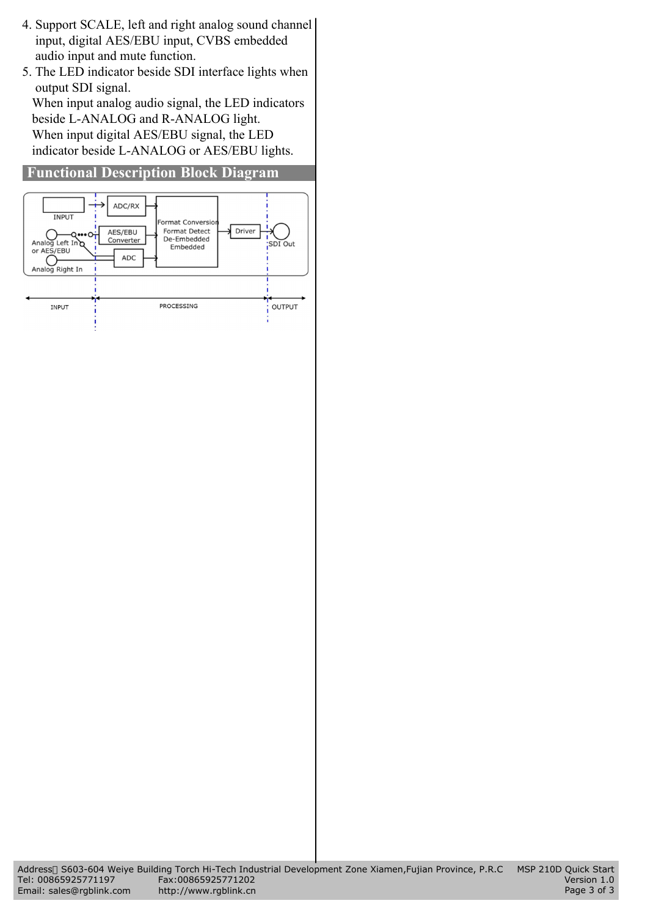4. Support SCALE, left and right analog sound channel input, digital AES/EBU input, CVBS embedded audio input and mute function.
5. The LED indicator beside SDI interface lights when output SDI signal.
   When input analog audio signal, the LED indicators beside L-ANALOG and R-ANALOG light.
   When input digital AES/EBU signal, the LED indicator beside L-ANALOG or AES/EBU lights.

## Functional Description Block Diagram

INPUT

ADC/RX

Analog Left In or AES/EBU

AES/EBU Converter

ADC

Analog Right In

Format Conversion
Format Detect
De-Embedded
Embedded

Driver

SDI Out

INPUT

PROCESSING

OUTPUT